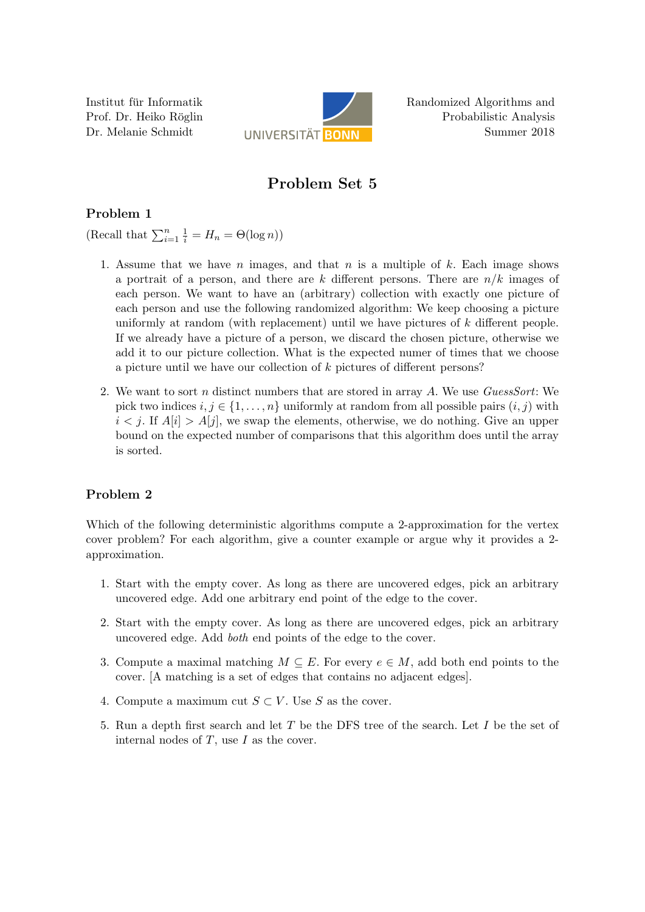Institut für Informatik
Prof. Dr. Heiko Röglin
Dr. Melanie Schmidt

Randomized Algorithms and
Probabilistic Analysis
Summer 2018

# Problem Set 5

## Problem 1

(Recall that $\sum_{i=1}^{n} \frac{1}{i} = H_n = \Theta(\log n)$)

1. Assume that we have $n$ images, and that $n$ is a multiple of $k$. Each image shows a portrait of a person, and there are $k$ different persons. There are $n/k$ images of each person. We want to have an (arbitrary) collection with exactly one picture of each person and use the following randomized algorithm: We keep choosing a picture uniformly at random (with replacement) until we have pictures of $k$ different people. If we already have a picture of a person, we discard the chosen picture, otherwise we add it to our picture collection. What is the expected numer of times that we choose a picture until we have our collection of $k$ pictures of different persons?

2. We want to sort $n$ distinct numbers that are stored in array $A$. We use *GuessSort*: We pick two indices $i, j \in \{1, \ldots, n\}$ uniformly at random from all possible pairs $(i, j)$ with $i < j$. If $A[i] > A[j]$, we swap the elements, otherwise, we do nothing. Give an upper bound on the expected number of comparisons that this algorithm does until the array is sorted.

## Problem 2

Which of the following deterministic algorithms compute a 2-approximation for the vertex cover problem? For each algorithm, give a counter example or argue why it provides a 2-approximation.

1. Start with the empty cover. As long as there are uncovered edges, pick an arbitrary uncovered edge. Add one arbitrary end point of the edge to the cover.

2. Start with the empty cover. As long as there are uncovered edges, pick an arbitrary uncovered edge. Add *both* end points of the edge to the cover.

3. Compute a maximal matching $M \subseteq E$. For every $e \in M$, add both end points to the cover. [A matching is a set of edges that contains no adjacent edges].

4. Compute a maximum cut $S \subset V$. Use $S$ as the cover.

5. Run a depth first search and let $T$ be the DFS tree of the search. Let $I$ be the set of internal nodes of $T$, use $I$ as the cover.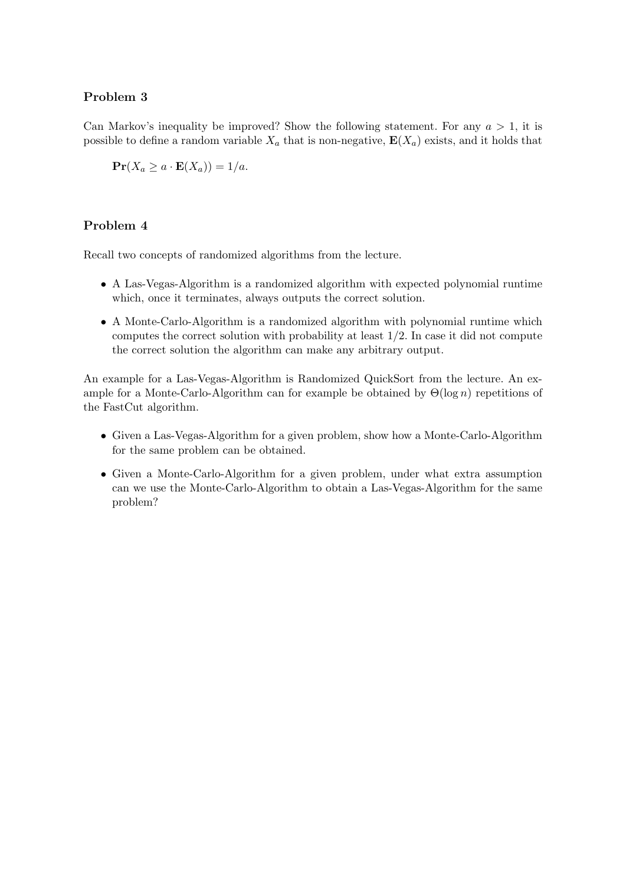### Problem 3

Can Markov's inequality be improved? Show the following statement. For any $a > 1$, it is possible to define a random variable $X_a$ that is non-negative, $\mathbf{E}(X_a)$ exists, and it holds that

$$\mathbf{Pr}(X_a \geq a \cdot \mathbf{E}(X_a)) = 1/a.$$

### Problem 4

Recall two concepts of randomized algorithms from the lecture.

- A Las-Vegas-Algorithm is a randomized algorithm with expected polynomial runtime which, once it terminates, always outputs the correct solution.
- A Monte-Carlo-Algorithm is a randomized algorithm with polynomial runtime which computes the correct solution with probability at least $1/2$. In case it did not compute the correct solution the algorithm can make any arbitrary output.

An example for a Las-Vegas-Algorithm is Randomized QuickSort from the lecture. An example for a Monte-Carlo-Algorithm can for example be obtained by $\Theta(\log n)$ repetitions of the FastCut algorithm.

- Given a Las-Vegas-Algorithm for a given problem, show how a Monte-Carlo-Algorithm for the same problem can be obtained.
- Given a Monte-Carlo-Algorithm for a given problem, under what extra assumption can we use the Monte-Carlo-Algorithm to obtain a Las-Vegas-Algorithm for the same problem?